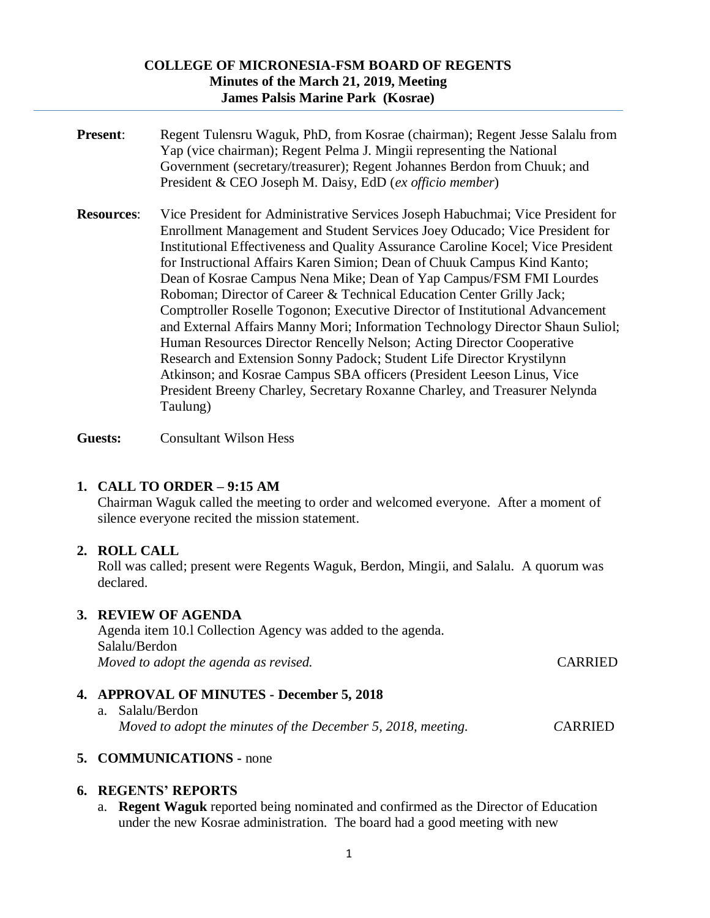**COLLEGE OF MICRONESIA-FSM BOARD OF REGENTS**
**Minutes of the March 21, 2019, Meeting**
**James Palsis Marine Park (Kosrae)**

---

**Present**: Regent Tulensru Waguk, PhD, from Kosrae (chairman); Regent Jesse Salalu from Yap (vice chairman); Regent Pelma J. Mingii representing the National Government (secretary/treasurer); Regent Johannes Berdon from Chuuk; and President & CEO Joseph M. Daisy, EdD (*ex officio member*)

**Resources**: Vice President for Administrative Services Joseph Habuchmai; Vice President for Enrollment Management and Student Services Joey Oducado; Vice President for Institutional Effectiveness and Quality Assurance Caroline Kocel; Vice President for Instructional Affairs Karen Simion; Dean of Chuuk Campus Kind Kanto; Dean of Kosrae Campus Nena Mike; Dean of Yap Campus/FSM FMI Lourdes Roboman; Director of Career & Technical Education Center Grilly Jack; Comptroller Roselle Togonon; Executive Director of Institutional Advancement and External Affairs Manny Mori; Information Technology Director Shaun Suliol; Human Resources Director Rencelly Nelson; Acting Director Cooperative Research and Extension Sonny Padock; Student Life Director Krystilynn Atkinson; and Kosrae Campus SBA officers (President Leeson Linus, Vice President Breeny Charley, Secretary Roxanne Charley, and Treasurer Nelynda Taulung)

**Guests:** Consultant Wilson Hess

## 1. CALL TO ORDER – 9:15 AM

Chairman Waguk called the meeting to order and welcomed everyone. After a moment of silence everyone recited the mission statement.

## 2. ROLL CALL

Roll was called; present were Regents Waguk, Berdon, Mingii, and Salalu. A quorum was declared.

## 3. REVIEW OF AGENDA

Agenda item 10.l Collection Agency was added to the agenda.
Salalu/Berdon
*Moved to adopt the agenda as revised.* CARRIED

## 4. APPROVAL OF MINUTES - December 5, 2018

a. Salalu/Berdon
*Moved to adopt the minutes of the December 5, 2018, meeting.* CARRIED

## 5. COMMUNICATIONS - none

## 6. REGENTS' REPORTS

a. **Regent Waguk** reported being nominated and confirmed as the Director of Education under the new Kosrae administration. The board had a good meeting with new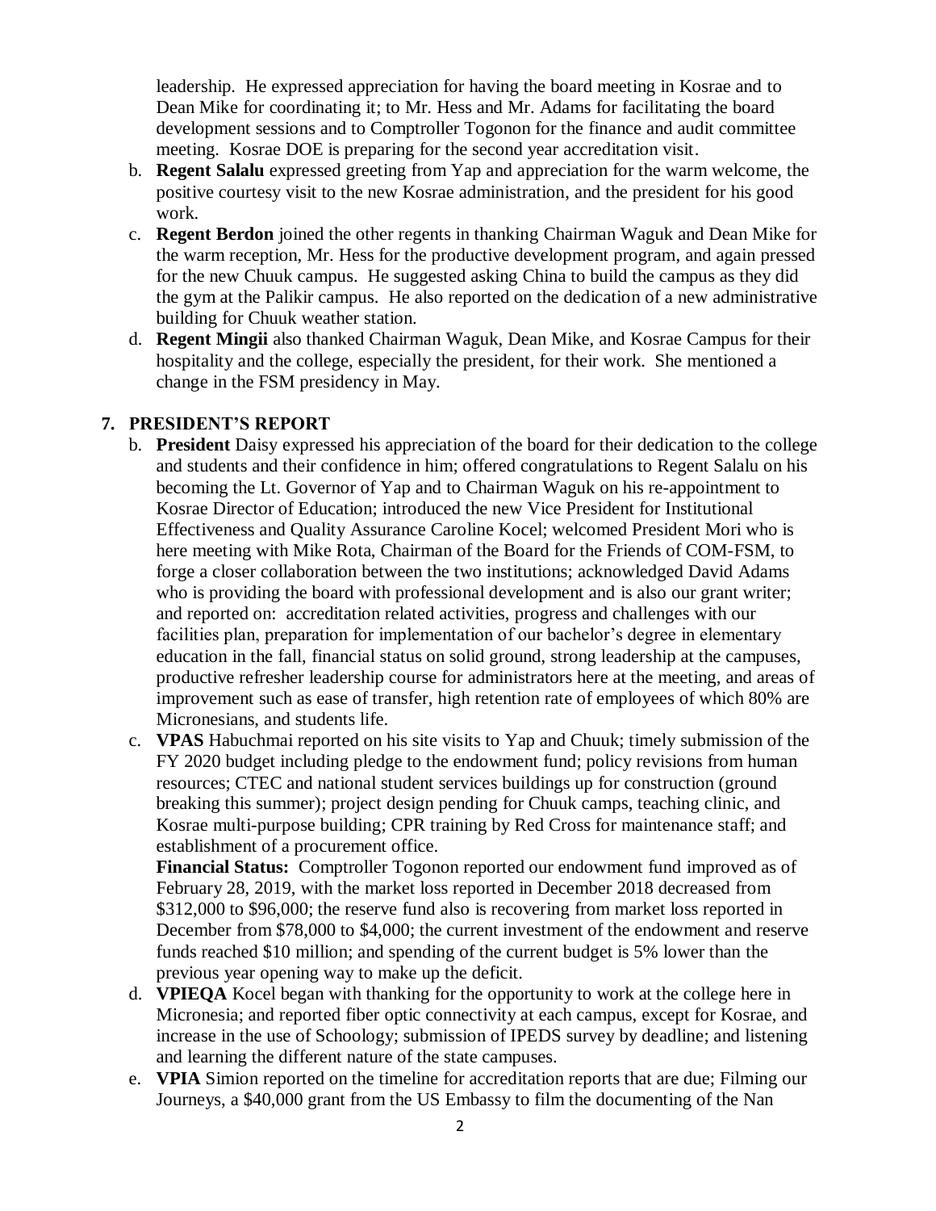leadership. He expressed appreciation for having the board meeting in Kosrae and to Dean Mike for coordinating it; to Mr. Hess and Mr. Adams for facilitating the board development sessions and to Comptroller Togonon for the finance and audit committee meeting. Kosrae DOE is preparing for the second year accreditation visit.

b. **Regent Salalu** expressed greeting from Yap and appreciation for the warm welcome, the positive courtesy visit to the new Kosrae administration, and the president for his good work.

c. **Regent Berdon** joined the other regents in thanking Chairman Waguk and Dean Mike for the warm reception, Mr. Hess for the productive development program, and again pressed for the new Chuuk campus. He suggested asking China to build the campus as they did the gym at the Palikir campus. He also reported on the dedication of a new administrative building for Chuuk weather station.

d. **Regent Mingii** also thanked Chairman Waguk, Dean Mike, and Kosrae Campus for their hospitality and the college, especially the president, for their work. She mentioned a change in the FSM presidency in May.

## 7. PRESIDENT'S REPORT

b. **President** Daisy expressed his appreciation of the board for their dedication to the college and students and their confidence in him; offered congratulations to Regent Salalu on his becoming the Lt. Governor of Yap and to Chairman Waguk on his re-appointment to Kosrae Director of Education; introduced the new Vice President for Institutional Effectiveness and Quality Assurance Caroline Kocel; welcomed President Mori who is here meeting with Mike Rota, Chairman of the Board for the Friends of COM-FSM, to forge a closer collaboration between the two institutions; acknowledged David Adams who is providing the board with professional development and is also our grant writer; and reported on: accreditation related activities, progress and challenges with our facilities plan, preparation for implementation of our bachelor's degree in elementary education in the fall, financial status on solid ground, strong leadership at the campuses, productive refresher leadership course for administrators here at the meeting, and areas of improvement such as ease of transfer, high retention rate of employees of which 80% are Micronesians, and students life.

c. **VPAS** Habuchmai reported on his site visits to Yap and Chuuk; timely submission of the FY 2020 budget including pledge to the endowment fund; policy revisions from human resources; CTEC and national student services buildings up for construction (ground breaking this summer); project design pending for Chuuk camps, teaching clinic, and Kosrae multi-purpose building; CPR training by Red Cross for maintenance staff; and establishment of a procurement office.

   **Financial Status:** Comptroller Togonon reported our endowment fund improved as of February 28, 2019, with the market loss reported in December 2018 decreased from $312,000 to $96,000; the reserve fund also is recovering from market loss reported in December from $78,000 to $4,000; the current investment of the endowment and reserve funds reached $10 million; and spending of the current budget is 5% lower than the previous year opening way to make up the deficit.

d. **VPIEQA** Kocel began with thanking for the opportunity to work at the college here in Micronesia; and reported fiber optic connectivity at each campus, except for Kosrae, and increase in the use of Schoology; submission of IPEDS survey by deadline; and listening and learning the different nature of the state campuses.

e. **VPIA** Simion reported on the timeline for accreditation reports that are due; Filming our Journeys, a $40,000 grant from the US Embassy to film the documenting of the Nan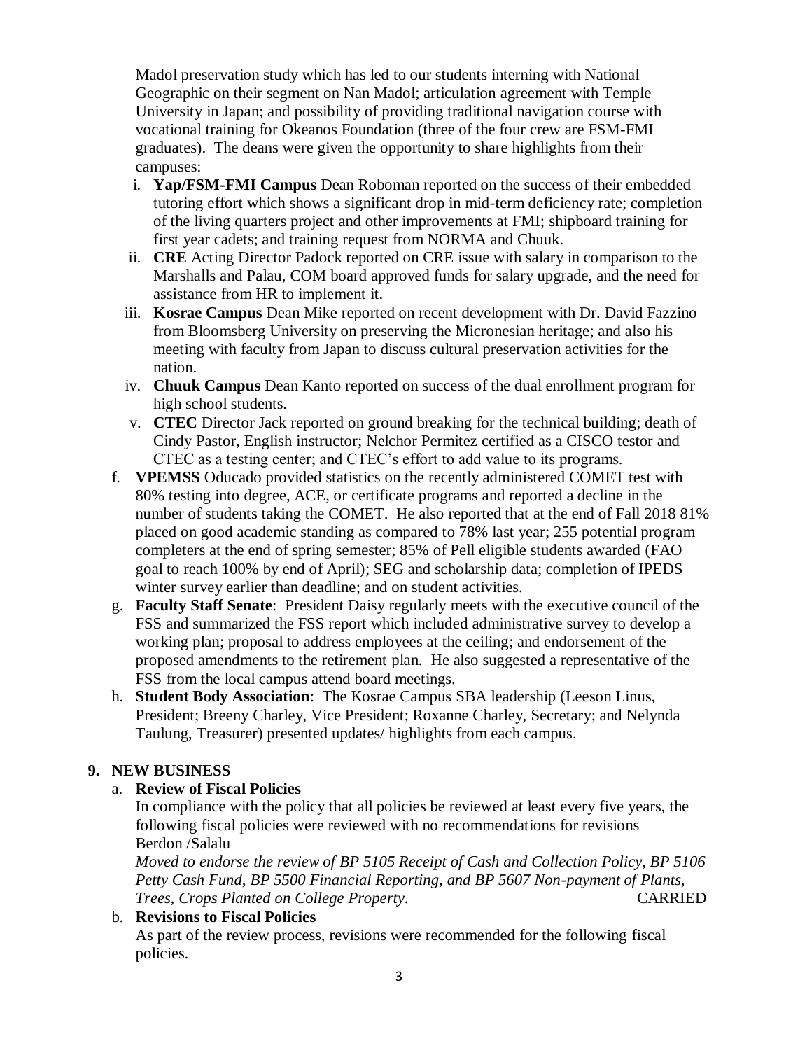Madol preservation study which has led to our students interning with National Geographic on their segment on Nan Madol; articulation agreement with Temple University in Japan; and possibility of providing traditional navigation course with vocational training for Okeanos Foundation (three of the four crew are FSM-FMI graduates). The deans were given the opportunity to share highlights from their campuses:

i. **Yap/FSM-FMI Campus** Dean Roboman reported on the success of their embedded tutoring effort which shows a significant drop in mid-term deficiency rate; completion of the living quarters project and other improvements at FMI; shipboard training for first year cadets; and training request from NORMA and Chuuk.

ii. **CRE** Acting Director Padock reported on CRE issue with salary in comparison to the Marshalls and Palau, COM board approved funds for salary upgrade, and the need for assistance from HR to implement it.

iii. **Kosrae Campus** Dean Mike reported on recent development with Dr. David Fazzino from Bloomsberg University on preserving the Micronesian heritage; and also his meeting with faculty from Japan to discuss cultural preservation activities for the nation.

iv. **Chuuk Campus** Dean Kanto reported on success of the dual enrollment program for high school students.

v. **CTEC** Director Jack reported on ground breaking for the technical building; death of Cindy Pastor, English instructor; Nelchor Permitez certified as a CISCO testor and CTEC as a testing center; and CTEC's effort to add value to its programs.

f. **VPEMSS** Oducado provided statistics on the recently administered COMET test with 80% testing into degree, ACE, or certificate programs and reported a decline in the number of students taking the COMET. He also reported that at the end of Fall 2018 81% placed on good academic standing as compared to 78% last year; 255 potential program completers at the end of spring semester; 85% of Pell eligible students awarded (FAO goal to reach 100% by end of April); SEG and scholarship data; completion of IPEDS winter survey earlier than deadline; and on student activities.

g. **Faculty Staff Senate**: President Daisy regularly meets with the executive council of the FSS and summarized the FSS report which included administrative survey to develop a working plan; proposal to address employees at the ceiling; and endorsement of the proposed amendments to the retirement plan. He also suggested a representative of the FSS from the local campus attend board meetings.

h. **Student Body Association**: The Kosrae Campus SBA leadership (Leeson Linus, President; Breeny Charley, Vice President; Roxanne Charley, Secretary; and Nelynda Taulung, Treasurer) presented updates/ highlights from each campus.

## 9. NEW BUSINESS

### a. Review of Fiscal Policies

In compliance with the policy that all policies be reviewed at least every five years, the following fiscal policies were reviewed with no recommendations for revisions

Berdon /Salalu

*Moved to endorse the review of BP 5105 Receipt of Cash and Collection Policy, BP 5106 Petty Cash Fund, BP 5500 Financial Reporting, and BP 5607 Non-payment of Plants, Trees, Crops Planted on College Property.* CARRIED

### b. Revisions to Fiscal Policies

As part of the review process, revisions were recommended for the following fiscal policies.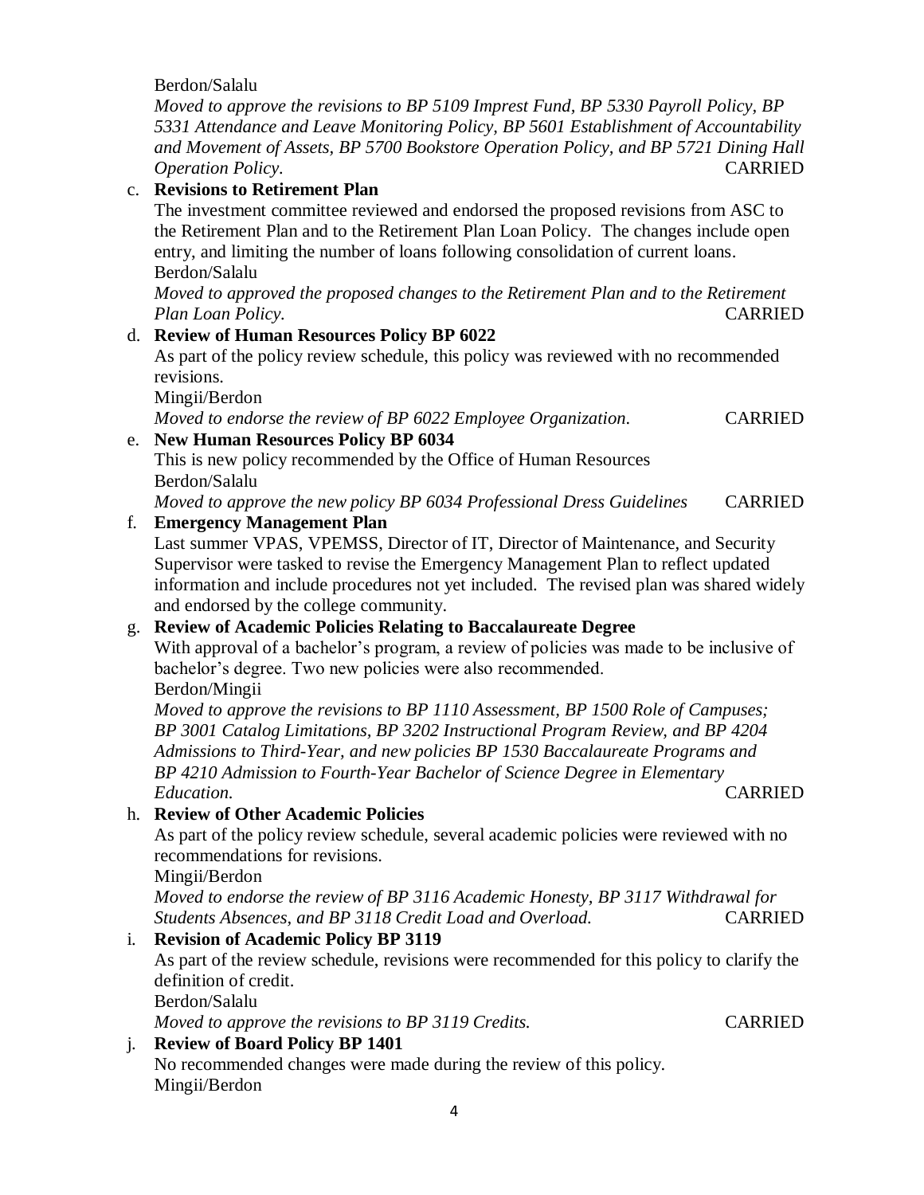Berdon/Salalu

*Moved to approve the revisions to BP 5109 Imprest Fund, BP 5330 Payroll Policy, BP 5331 Attendance and Leave Monitoring Policy, BP 5601 Establishment of Accountability and Movement of Assets, BP 5700 Bookstore Operation Policy, and BP 5721 Dining Hall Operation Policy.* CARRIED

c. **Revisions to Retirement Plan**

The investment committee reviewed and endorsed the proposed revisions from ASC to the Retirement Plan and to the Retirement Plan Loan Policy. The changes include open entry, and limiting the number of loans following consolidation of current loans.

Berdon/Salalu

*Moved to approved the proposed changes to the Retirement Plan and to the Retirement Plan Loan Policy.* CARRIED

d. **Review of Human Resources Policy BP 6022**

As part of the policy review schedule, this policy was reviewed with no recommended revisions.

Mingii/Berdon

*Moved to endorse the review of BP 6022 Employee Organization.* CARRIED

e. **New Human Resources Policy BP 6034**

This is new policy recommended by the Office of Human Resources

Berdon/Salalu

*Moved to approve the new policy BP 6034 Professional Dress Guidelines* CARRIED

f. **Emergency Management Plan**

Last summer VPAS, VPEMSS, Director of IT, Director of Maintenance, and Security Supervisor were tasked to revise the Emergency Management Plan to reflect updated information and include procedures not yet included. The revised plan was shared widely and endorsed by the college community.

g. **Review of Academic Policies Relating to Baccalaureate Degree**

With approval of a bachelor's program, a review of policies was made to be inclusive of bachelor's degree. Two new policies were also recommended.

Berdon/Mingii

*Moved to approve the revisions to BP 1110 Assessment, BP 1500 Role of Campuses; BP 3001 Catalog Limitations, BP 3202 Instructional Program Review, and BP 4204 Admissions to Third-Year, and new policies BP 1530 Baccalaureate Programs and BP 4210 Admission to Fourth-Year Bachelor of Science Degree in Elementary Education.* CARRIED

h. **Review of Other Academic Policies**

As part of the policy review schedule, several academic policies were reviewed with no recommendations for revisions.

Mingii/Berdon

*Moved to endorse the review of BP 3116 Academic Honesty, BP 3117 Withdrawal for Students Absences, and BP 3118 Credit Load and Overload.* CARRIED

i. **Revision of Academic Policy BP 3119**

As part of the review schedule, revisions were recommended for this policy to clarify the definition of credit.

Berdon/Salalu

*Moved to approve the revisions to BP 3119 Credits.* CARRIED

j. **Review of Board Policy BP 1401**

No recommended changes were made during the review of this policy.

Mingii/Berdon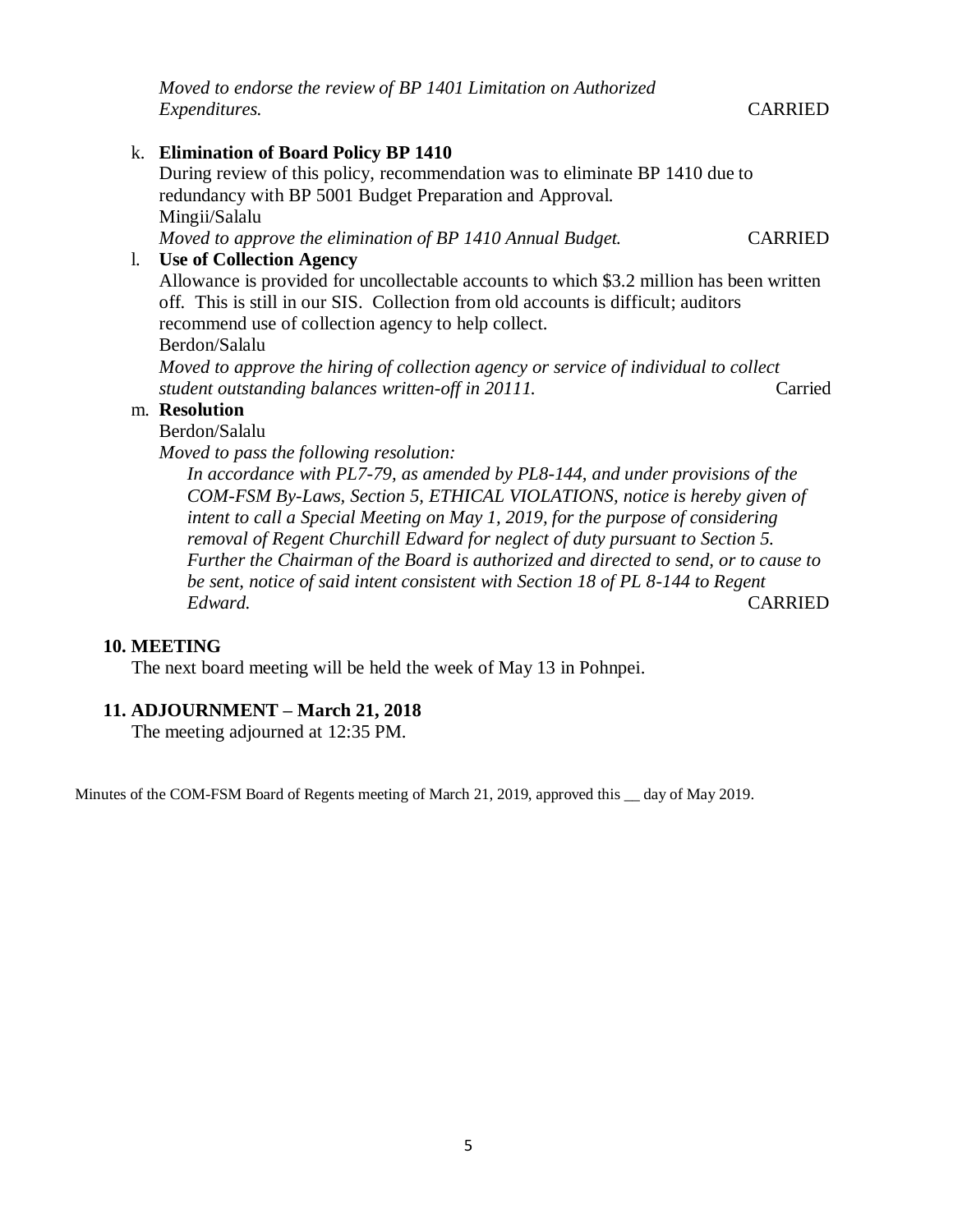*Moved to endorse the review of BP 1401 Limitation on Authorized Expenditures.* CARRIED

k. **Elimination of Board Policy BP 1410**
During review of this policy, recommendation was to eliminate BP 1410 due to redundancy with BP 5001 Budget Preparation and Approval.
Mingii/Salalu
*Moved to approve the elimination of BP 1410 Annual Budget.* CARRIED

l. **Use of Collection Agency**
Allowance is provided for uncollectable accounts to which \$3.2 million has been written off. This is still in our SIS. Collection from old accounts is difficult; auditors recommend use of collection agency to help collect.
Berdon/Salalu
*Moved to approve the hiring of collection agency or service of individual to collect student outstanding balances written-off in 20111.* Carried

m. **Resolution**
Berdon/Salalu
*Moved to pass the following resolution:*
*In accordance with PL7-79, as amended by PL8-144, and under provisions of the COM-FSM By-Laws, Section 5, ETHICAL VIOLATIONS, notice is hereby given of intent to call a Special Meeting on May 1, 2019, for the purpose of considering removal of Regent Churchill Edward for neglect of duty pursuant to Section 5. Further the Chairman of the Board is authorized and directed to send, or to cause to be sent, notice of said intent consistent with Section 18 of PL 8-144 to Regent Edward.* CARRIED

## 10. MEETING

The next board meeting will be held the week of May 13 in Pohnpei.

## 11. ADJOURNMENT – March 21, 2018

The meeting adjourned at 12:35 PM.

Minutes of the COM-FSM Board of Regents meeting of March 21, 2019, approved this __ day of May 2019.